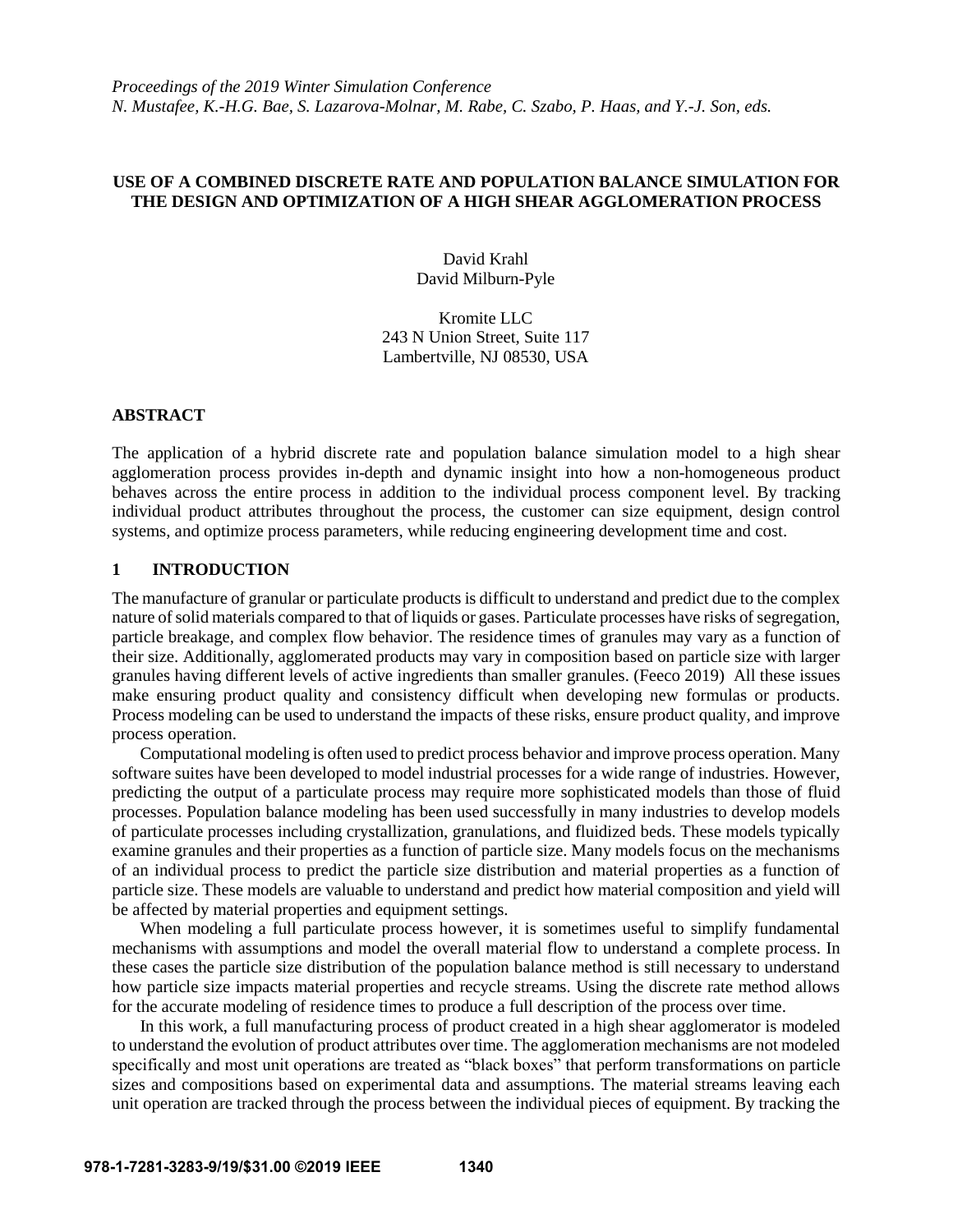*Proceedings of the 2019 Winter Simulation Conference*
*N. Mustafee, K.-H.G. Bae, S. Lazarova-Molnar, M. Rabe, C. Szabo, P. Haas, and Y.-J. Son, eds.*

# USE OF A COMBINED DISCRETE RATE AND POPULATION BALANCE SIMULATION FOR THE DESIGN AND OPTIMIZATION OF A HIGH SHEAR AGGLOMERATION PROCESS

David Krahl
David Milburn-Pyle

Kromite LLC
243 N Union Street, Suite 117
Lambertville, NJ 08530, USA

## ABSTRACT

The application of a hybrid discrete rate and population balance simulation model to a high shear agglomeration process provides in-depth and dynamic insight into how a non-homogeneous product behaves across the entire process in addition to the individual process component level. By tracking individual product attributes throughout the process, the customer can size equipment, design control systems, and optimize process parameters, while reducing engineering development time and cost.

## 1 INTRODUCTION

The manufacture of granular or particulate products is difficult to understand and predict due to the complex nature of solid materials compared to that of liquids or gases. Particulate processes have risks of segregation, particle breakage, and complex flow behavior. The residence times of granules may vary as a function of their size. Additionally, agglomerated products may vary in composition based on particle size with larger granules having different levels of active ingredients than smaller granules. (Feeco 2019) All these issues make ensuring product quality and consistency difficult when developing new formulas or products. Process modeling can be used to understand the impacts of these risks, ensure product quality, and improve process operation.

Computational modeling is often used to predict process behavior and improve process operation. Many software suites have been developed to model industrial processes for a wide range of industries. However, predicting the output of a particulate process may require more sophisticated models than those of fluid processes. Population balance modeling has been used successfully in many industries to develop models of particulate processes including crystallization, granulations, and fluidized beds. These models typically examine granules and their properties as a function of particle size. Many models focus on the mechanisms of an individual process to predict the particle size distribution and material properties as a function of particle size. These models are valuable to understand and predict how material composition and yield will be affected by material properties and equipment settings.

When modeling a full particulate process however, it is sometimes useful to simplify fundamental mechanisms with assumptions and model the overall material flow to understand a complete process. In these cases the particle size distribution of the population balance method is still necessary to understand how particle size impacts material properties and recycle streams. Using the discrete rate method allows for the accurate modeling of residence times to produce a full description of the process over time.

In this work, a full manufacturing process of product created in a high shear agglomerator is modeled to understand the evolution of product attributes over time. The agglomeration mechanisms are not modeled specifically and most unit operations are treated as "black boxes" that perform transformations on particle sizes and compositions based on experimental data and assumptions. The material streams leaving each unit operation are tracked through the process between the individual pieces of equipment. By tracking the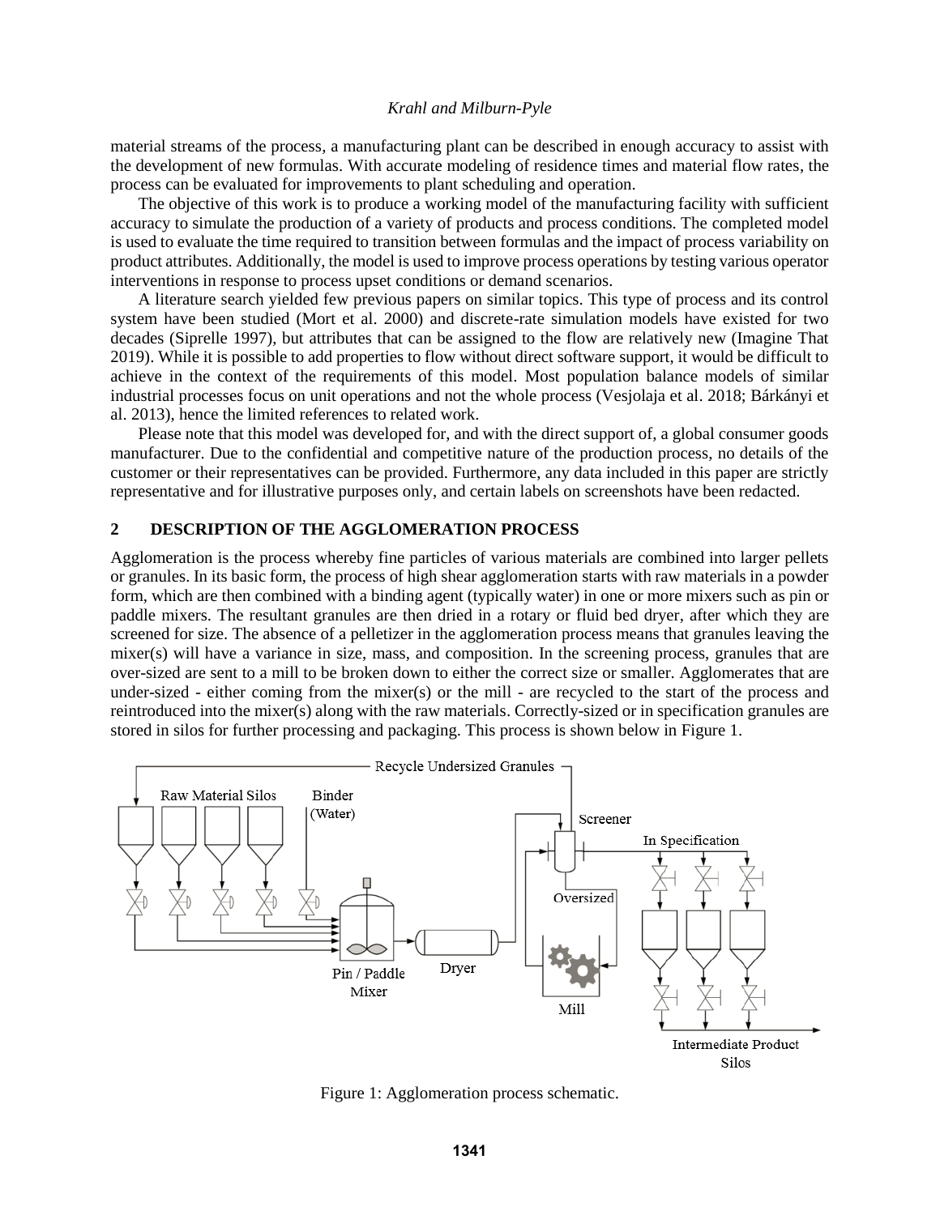material streams of the process, a manufacturing plant can be described in enough accuracy to assist with the development of new formulas. With accurate modeling of residence times and material flow rates, the process can be evaluated for improvements to plant scheduling and operation.

The objective of this work is to produce a working model of the manufacturing facility with sufficient accuracy to simulate the production of a variety of products and process conditions. The completed model is used to evaluate the time required to transition between formulas and the impact of process variability on product attributes. Additionally, the model is used to improve process operations by testing various operator interventions in response to process upset conditions or demand scenarios.

A literature search yielded few previous papers on similar topics. This type of process and its control system have been studied (Mort et al. 2000) and discrete-rate simulation models have existed for two decades (Siprelle 1997), but attributes that can be assigned to the flow are relatively new (Imagine That 2019). While it is possible to add properties to flow without direct software support, it would be difficult to achieve in the context of the requirements of this model. Most population balance models of similar industrial processes focus on unit operations and not the whole process (Vesjolaja et al. 2018; Bárkányi et al. 2013), hence the limited references to related work.

Please note that this model was developed for, and with the direct support of, a global consumer goods manufacturer. Due to the confidential and competitive nature of the production process, no details of the customer or their representatives can be provided. Furthermore, any data included in this paper are strictly representative and for illustrative purposes only, and certain labels on screenshots have been redacted.

## 2 DESCRIPTION OF THE AGGLOMERATION PROCESS

Agglomeration is the process whereby fine particles of various materials are combined into larger pellets or granules. In its basic form, the process of high shear agglomeration starts with raw materials in a powder form, which are then combined with a binding agent (typically water) in one or more mixers such as pin or paddle mixers. The resultant granules are then dried in a rotary or fluid bed dryer, after which they are screened for size. The absence of a pelletizer in the agglomeration process means that granules leaving the mixer(s) will have a variance in size, mass, and composition. In the screening process, granules that are over-sized are sent to a mill to be broken down to either the correct size or smaller. Agglomerates that are under-sized - either coming from the mixer(s) or the mill - are recycled to the start of the process and reintroduced into the mixer(s) along with the raw materials. Correctly-sized or in specification granules are stored in silos for further processing and packaging. This process is shown below in Figure 1.

Recycle Undersized Granules

Raw Material Silos

Binder (Water)

Screener

In Specification

Oversized

Pin / Paddle Mixer

Dryer

Mill

Intermediate Product Silos

Figure 1: Agglomeration process schematic.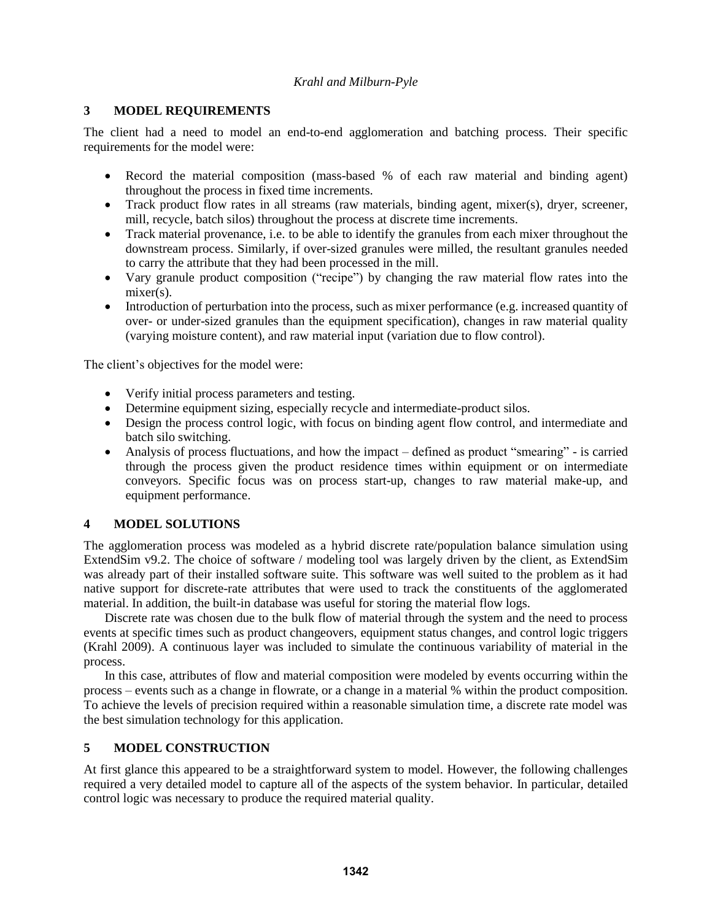## 3 MODEL REQUIREMENTS

The client had a need to model an end-to-end agglomeration and batching process. Their specific requirements for the model were:

- Record the material composition (mass-based % of each raw material and binding agent) throughout the process in fixed time increments.
- Track product flow rates in all streams (raw materials, binding agent, mixer(s), dryer, screener, mill, recycle, batch silos) throughout the process at discrete time increments.
- Track material provenance, i.e. to be able to identify the granules from each mixer throughout the downstream process. Similarly, if over-sized granules were milled, the resultant granules needed to carry the attribute that they had been processed in the mill.
- Vary granule product composition ("recipe") by changing the raw material flow rates into the mixer(s).
- Introduction of perturbation into the process, such as mixer performance (e.g. increased quantity of over- or under-sized granules than the equipment specification), changes in raw material quality (varying moisture content), and raw material input (variation due to flow control).

The client's objectives for the model were:

- Verify initial process parameters and testing.
- Determine equipment sizing, especially recycle and intermediate-product silos.
- Design the process control logic, with focus on binding agent flow control, and intermediate and batch silo switching.
- Analysis of process fluctuations, and how the impact – defined as product "smearing" - is carried through the process given the product residence times within equipment or on intermediate conveyors. Specific focus was on process start-up, changes to raw material make-up, and equipment performance.

## 4 MODEL SOLUTIONS

The agglomeration process was modeled as a hybrid discrete rate/population balance simulation using ExtendSim v9.2. The choice of software / modeling tool was largely driven by the client, as ExtendSim was already part of their installed software suite. This software was well suited to the problem as it had native support for discrete-rate attributes that were used to track the constituents of the agglomerated material. In addition, the built-in database was useful for storing the material flow logs.

Discrete rate was chosen due to the bulk flow of material through the system and the need to process events at specific times such as product changeovers, equipment status changes, and control logic triggers (Krahl 2009). A continuous layer was included to simulate the continuous variability of material in the process.

In this case, attributes of flow and material composition were modeled by events occurring within the process – events such as a change in flowrate, or a change in a material % within the product composition. To achieve the levels of precision required within a reasonable simulation time, a discrete rate model was the best simulation technology for this application.

## 5 MODEL CONSTRUCTION

At first glance this appeared to be a straightforward system to model. However, the following challenges required a very detailed model to capture all of the aspects of the system behavior. In particular, detailed control logic was necessary to produce the required material quality.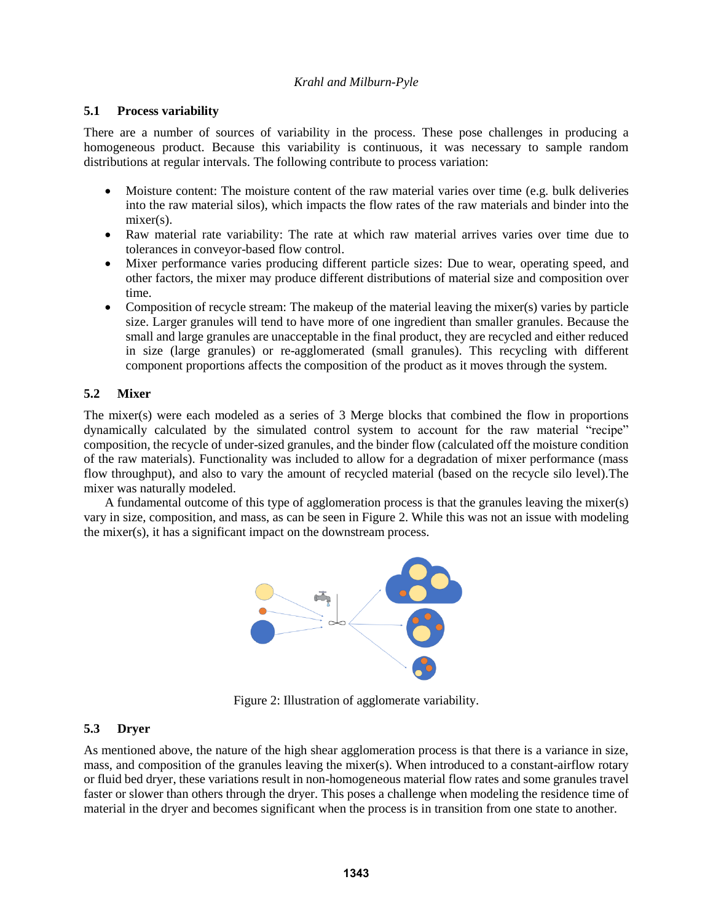### 5.1 Process variability

There are a number of sources of variability in the process. These pose challenges in producing a homogeneous product. Because this variability is continuous, it was necessary to sample random distributions at regular intervals. The following contribute to process variation:

- Moisture content: The moisture content of the raw material varies over time (e.g. bulk deliveries into the raw material silos), which impacts the flow rates of the raw materials and binder into the mixer(s).
- Raw material rate variability: The rate at which raw material arrives varies over time due to tolerances in conveyor-based flow control.
- Mixer performance varies producing different particle sizes: Due to wear, operating speed, and other factors, the mixer may produce different distributions of material size and composition over time.
- Composition of recycle stream: The makeup of the material leaving the mixer(s) varies by particle size. Larger granules will tend to have more of one ingredient than smaller granules. Because the small and large granules are unacceptable in the final product, they are recycled and either reduced in size (large granules) or re-agglomerated (small granules). This recycling with different component proportions affects the composition of the product as it moves through the system.

### 5.2 Mixer

The mixer(s) were each modeled as a series of 3 Merge blocks that combined the flow in proportions dynamically calculated by the simulated control system to account for the raw material "recipe" composition, the recycle of under-sized granules, and the binder flow (calculated off the moisture condition of the raw materials). Functionality was included to allow for a degradation of mixer performance (mass flow throughput), and also to vary the amount of recycled material (based on the recycle silo level).The mixer was naturally modeled.

A fundamental outcome of this type of agglomeration process is that the granules leaving the mixer(s) vary in size, composition, and mass, as can be seen in Figure 2. While this was not an issue with modeling the mixer(s), it has a significant impact on the downstream process.

Figure 2: Illustration of agglomerate variability.

### 5.3 Dryer

As mentioned above, the nature of the high shear agglomeration process is that there is a variance in size, mass, and composition of the granules leaving the mixer(s). When introduced to a constant-airflow rotary or fluid bed dryer, these variations result in non-homogeneous material flow rates and some granules travel faster or slower than others through the dryer. This poses a challenge when modeling the residence time of material in the dryer and becomes significant when the process is in transition from one state to another.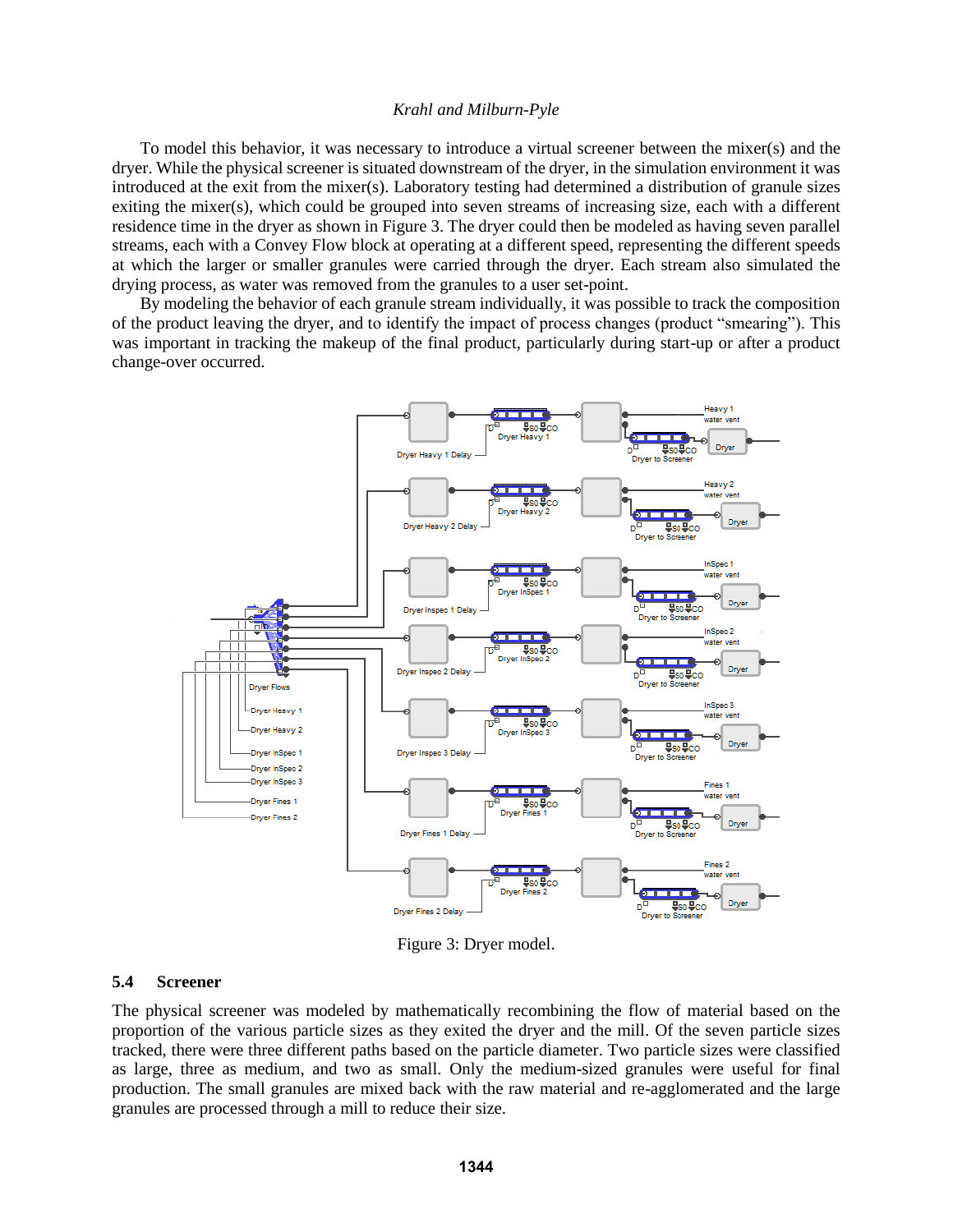To model this behavior, it was necessary to introduce a virtual screener between the mixer(s) and the dryer. While the physical screener is situated downstream of the dryer, in the simulation environment it was introduced at the exit from the mixer(s). Laboratory testing had determined a distribution of granule sizes exiting the mixer(s), which could be grouped into seven streams of increasing size, each with a different residence time in the dryer as shown in Figure 3. The dryer could then be modeled as having seven parallel streams, each with a Convey Flow block at operating at a different speed, representing the different speeds at which the larger or smaller granules were carried through the dryer. Each stream also simulated the drying process, as water was removed from the granules to a user set-point.

By modeling the behavior of each granule stream individually, it was possible to track the composition of the product leaving the dryer, and to identify the impact of process changes (product "smearing"). This was important in tracking the makeup of the final product, particularly during start-up or after a product change-over occurred.

Figure 3: Dryer model.

## 5.4 Screener

The physical screener was modeled by mathematically recombining the flow of material based on the proportion of the various particle sizes as they exited the dryer and the mill. Of the seven particle sizes tracked, there were three different paths based on the particle diameter. Two particle sizes were classified as large, three as medium, and two as small. Only the medium-sized granules were useful for final production. The small granules are mixed back with the raw material and re-agglomerated and the large granules are processed through a mill to reduce their size.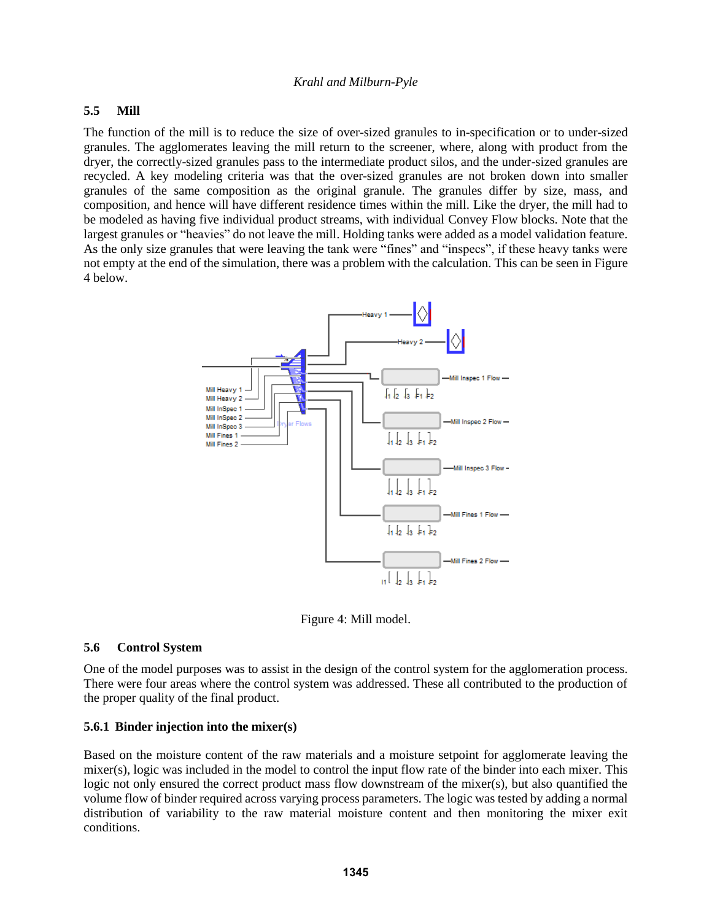### 5.5 Mill

The function of the mill is to reduce the size of over-sized granules to in-specification or to under-sized granules. The agglomerates leaving the mill return to the screener, where, along with product from the dryer, the correctly-sized granules pass to the intermediate product silos, and the under-sized granules are recycled. A key modeling criteria was that the over-sized granules are not broken down into smaller granules of the same composition as the original granule. The granules differ by size, mass, and composition, and hence will have different residence times within the mill. Like the dryer, the mill had to be modeled as having five individual product streams, with individual Convey Flow blocks. Note that the largest granules or "heavies" do not leave the mill. Holding tanks were added as a model validation feature. As the only size granules that were leaving the tank were "fines" and "inspecs", if these heavy tanks were not empty at the end of the simulation, there was a problem with the calculation. This can be seen in Figure 4 below.

Figure 4: Mill model.

### 5.6 Control System

One of the model purposes was to assist in the design of the control system for the agglomeration process. There were four areas where the control system was addressed. These all contributed to the production of the proper quality of the final product.

#### 5.6.1 Binder injection into the mixer(s)

Based on the moisture content of the raw materials and a moisture setpoint for agglomerate leaving the mixer(s), logic was included in the model to control the input flow rate of the binder into each mixer. This logic not only ensured the correct product mass flow downstream of the mixer(s), but also quantified the volume flow of binder required across varying process parameters. The logic was tested by adding a normal distribution of variability to the raw material moisture content and then monitoring the mixer exit conditions.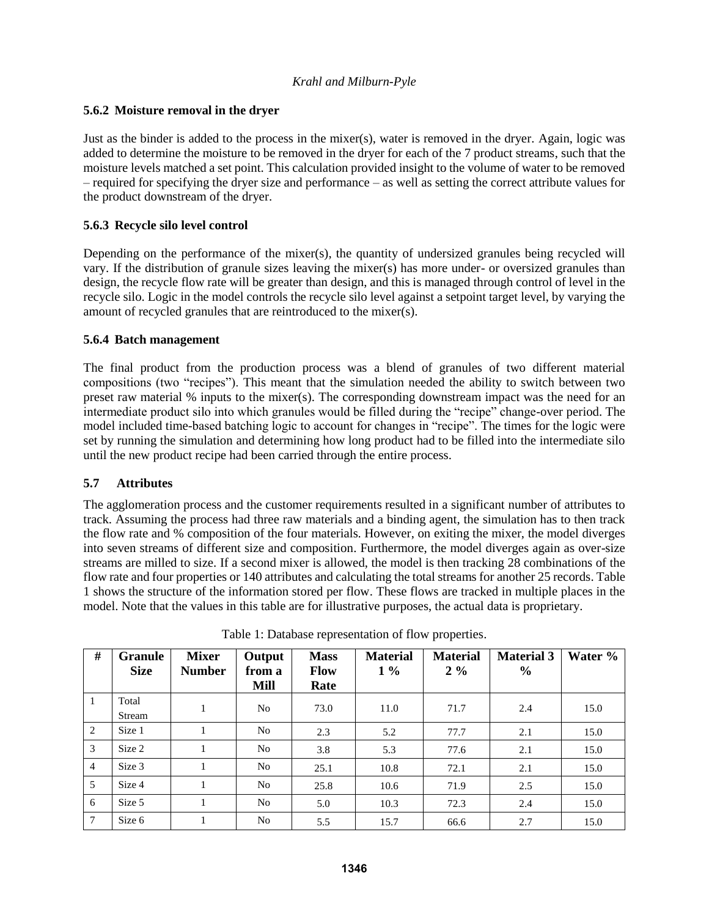### 5.6.2 Moisture removal in the dryer

Just as the binder is added to the process in the mixer(s), water is removed in the dryer. Again, logic was added to determine the moisture to be removed in the dryer for each of the 7 product streams, such that the moisture levels matched a set point. This calculation provided insight to the volume of water to be removed – required for specifying the dryer size and performance – as well as setting the correct attribute values for the product downstream of the dryer.

### 5.6.3 Recycle silo level control

Depending on the performance of the mixer(s), the quantity of undersized granules being recycled will vary. If the distribution of granule sizes leaving the mixer(s) has more under- or oversized granules than design, the recycle flow rate will be greater than design, and this is managed through control of level in the recycle silo. Logic in the model controls the recycle silo level against a setpoint target level, by varying the amount of recycled granules that are reintroduced to the mixer(s).

### 5.6.4 Batch management

The final product from the production process was a blend of granules of two different material compositions (two "recipes"). This meant that the simulation needed the ability to switch between two preset raw material % inputs to the mixer(s). The corresponding downstream impact was the need for an intermediate product silo into which granules would be filled during the "recipe" change-over period. The model included time-based batching logic to account for changes in "recipe". The times for the logic were set by running the simulation and determining how long product had to be filled into the intermediate silo until the new product recipe had been carried through the entire process.

## 5.7 Attributes

The agglomeration process and the customer requirements resulted in a significant number of attributes to track. Assuming the process had three raw materials and a binding agent, the simulation has to then track the flow rate and % composition of the four materials. However, on exiting the mixer, the model diverges into seven streams of different size and composition. Furthermore, the model diverges again as over-size streams are milled to size. If a second mixer is allowed, the model is then tracking 28 combinations of the flow rate and four properties or 140 attributes and calculating the total streams for another 25 records. Table 1 shows the structure of the information stored per flow. These flows are tracked in multiple places in the model. Note that the values in this table are for illustrative purposes, the actual data is proprietary.

Table 1: Database representation of flow properties.

| # | Granule Size | Mixer Number | Output from a Mill | Mass Flow Rate | Material 1 % | Material 2 % | Material 3 % | Water % |
|---|---|---|---|---|---|---|---|---|
| 1 | Total Stream | 1 | No | 73.0 | 11.0 | 71.7 | 2.4 | 15.0 |
| 2 | Size 1 | 1 | No | 2.3 | 5.2 | 77.7 | 2.1 | 15.0 |
| 3 | Size 2 | 1 | No | 3.8 | 5.3 | 77.6 | 2.1 | 15.0 |
| 4 | Size 3 | 1 | No | 25.1 | 10.8 | 72.1 | 2.1 | 15.0 |
| 5 | Size 4 | 1 | No | 25.8 | 10.6 | 71.9 | 2.5 | 15.0 |
| 6 | Size 5 | 1 | No | 5.0 | 10.3 | 72.3 | 2.4 | 15.0 |
| 7 | Size 6 | 1 | No | 5.5 | 15.7 | 66.6 | 2.7 | 15.0 |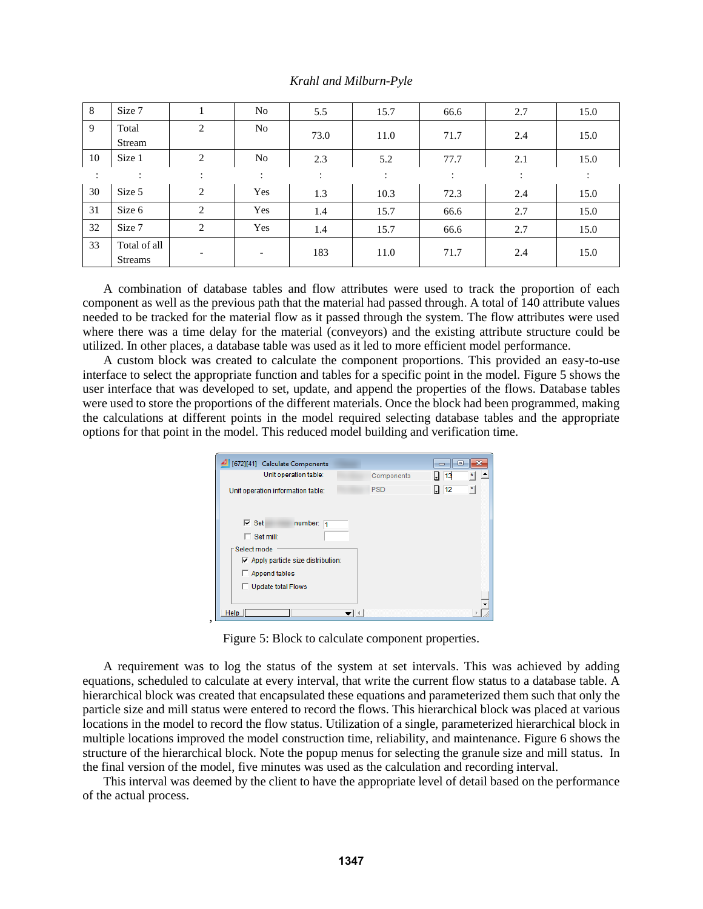| | | | | | | | | |
|---|---|---|---|---|---|---|---|---|
| 8 | Size 7 | 1 | No | 5.5 | 15.7 | 66.6 | 2.7 | 15.0 |
| 9 | Total Stream | 2 | No | 73.0 | 11.0 | 71.7 | 2.4 | 15.0 |
| 10 | Size 1 | 2 | No | 2.3 | 5.2 | 77.7 | 2.1 | 15.0 |
| : | : | : | : | : | : | : | : | : |
| 30 | Size 5 | 2 | Yes | 1.3 | 10.3 | 72.3 | 2.4 | 15.0 |
| 31 | Size 6 | 2 | Yes | 1.4 | 15.7 | 66.6 | 2.7 | 15.0 |
| 32 | Size 7 | 2 | Yes | 1.4 | 15.7 | 66.6 | 2.7 | 15.0 |
| 33 | Total of all Streams | - | - | 183 | 11.0 | 71.7 | 2.4 | 15.0 |

A combination of database tables and flow attributes were used to track the proportion of each component as well as the previous path that the material had passed through. A total of 140 attribute values needed to be tracked for the material flow as it passed through the system. The flow attributes were used where there was a time delay for the material (conveyors) and the existing attribute structure could be utilized. In other places, a database table was used as it led to more efficient model performance.

A custom block was created to calculate the component proportions. This provided an easy-to-use interface to select the appropriate function and tables for a specific point in the model. Figure 5 shows the user interface that was developed to set, update, and append the properties of the flows. Database tables were used to store the proportions of the different materials. Once the block had been programmed, making the calculations at different points in the model required selecting database tables and the appropriate options for that point in the model. This reduced model building and verification time.

[672][41] Calculate Components

Unit operation table: Components 13

Unit operation information table: PSD 12

Set number: 1

Set mill:

Select mode

Apply particle size distribution:

Append tables

Update total Flows

Help

Figure 5: Block to calculate component properties.

A requirement was to log the status of the system at set intervals. This was achieved by adding equations, scheduled to calculate at every interval, that write the current flow status to a database table. A hierarchical block was created that encapsulated these equations and parameterized them such that only the particle size and mill status were entered to record the flows. This hierarchical block was placed at various locations in the model to record the flow status. Utilization of a single, parameterized hierarchical block in multiple locations improved the model construction time, reliability, and maintenance. Figure 6 shows the structure of the hierarchical block. Note the popup menus for selecting the granule size and mill status. In the final version of the model, five minutes was used as the calculation and recording interval.

This interval was deemed by the client to have the appropriate level of detail based on the performance of the actual process.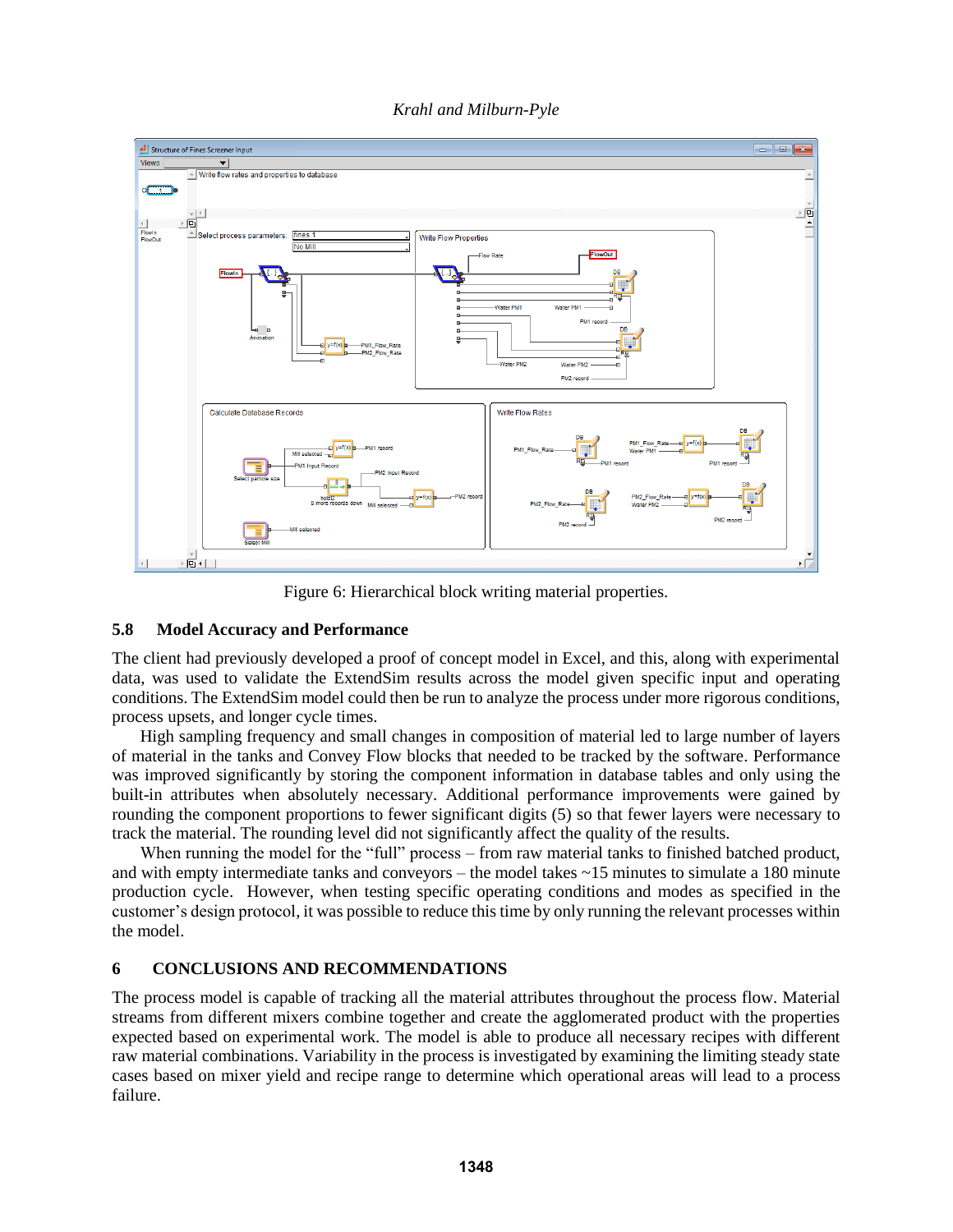Figure 6: Hierarchical block writing material properties.

## 5.8 Model Accuracy and Performance

The client had previously developed a proof of concept model in Excel, and this, along with experimental data, was used to validate the ExtendSim results across the model given specific input and operating conditions. The ExtendSim model could then be run to analyze the process under more rigorous conditions, process upsets, and longer cycle times.

High sampling frequency and small changes in composition of material led to large number of layers of material in the tanks and Convey Flow blocks that needed to be tracked by the software. Performance was improved significantly by storing the component information in database tables and only using the built-in attributes when absolutely necessary. Additional performance improvements were gained by rounding the component proportions to fewer significant digits (5) so that fewer layers were necessary to track the material. The rounding level did not significantly affect the quality of the results.

When running the model for the "full" process – from raw material tanks to finished batched product, and with empty intermediate tanks and conveyors – the model takes ~15 minutes to simulate a 180 minute production cycle. However, when testing specific operating conditions and modes as specified in the customer's design protocol, it was possible to reduce this time by only running the relevant processes within the model.

# 6 CONCLUSIONS AND RECOMMENDATIONS

The process model is capable of tracking all the material attributes throughout the process flow. Material streams from different mixers combine together and create the agglomerated product with the properties expected based on experimental work. The model is able to produce all necessary recipes with different raw material combinations. Variability in the process is investigated by examining the limiting steady state cases based on mixer yield and recipe range to determine which operational areas will lead to a process failure.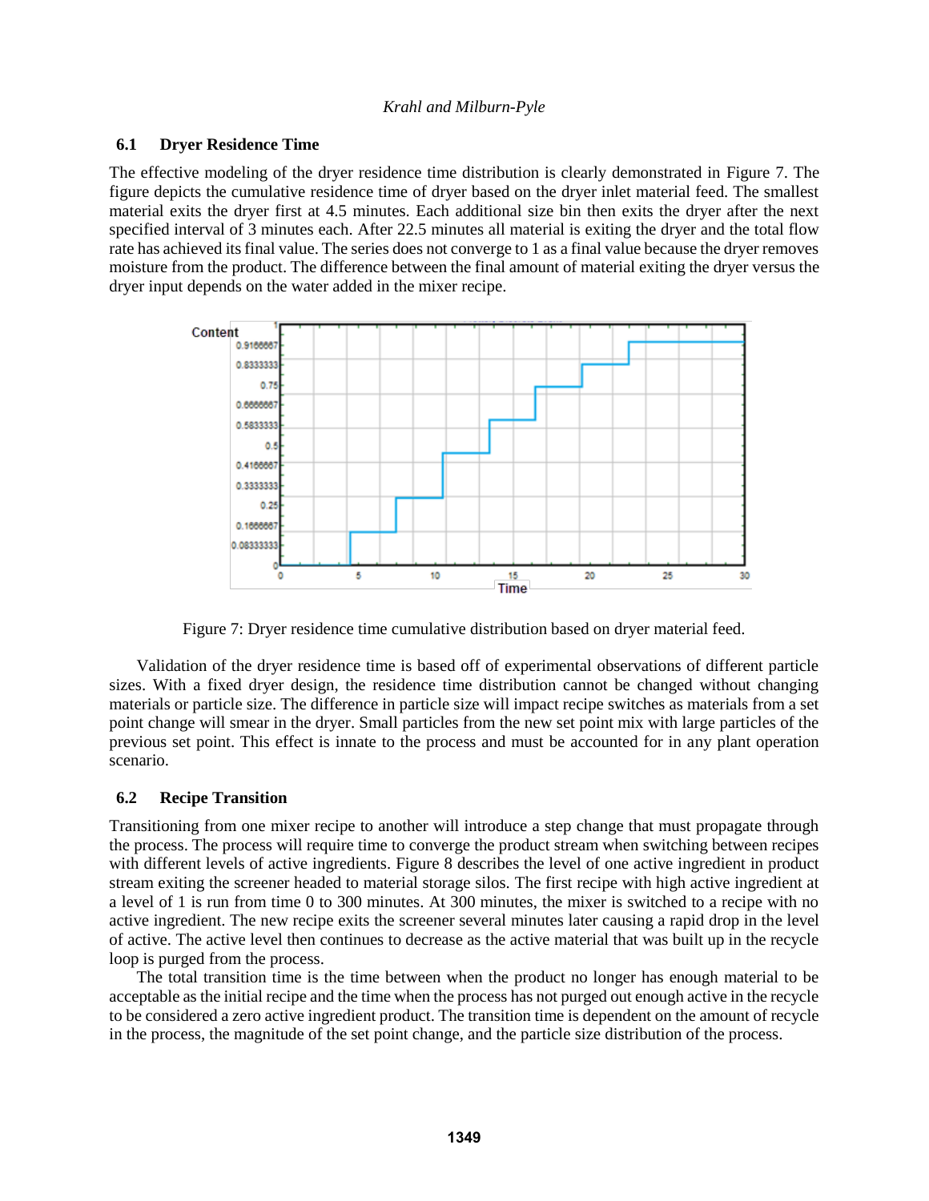### 6.1 Dryer Residence Time

The effective modeling of the dryer residence time distribution is clearly demonstrated in Figure 7. The figure depicts the cumulative residence time of dryer based on the dryer inlet material feed. The smallest material exits the dryer first at 4.5 minutes. Each additional size bin then exits the dryer after the next specified interval of 3 minutes each. After 22.5 minutes all material is exiting the dryer and the total flow rate has achieved its final value. The series does not converge to 1 as a final value because the dryer removes moisture from the product. The difference between the final amount of material exiting the dryer versus the dryer input depends on the water added in the mixer recipe.

Content

0.9166667
0.8333333
0.75
0.6666667
0.5833333
0.5
0.4166667
0.3333333
0.25
0.1666667
0.08333333
0

0
5
10
15
20
25
30

Time

Figure 7: Dryer residence time cumulative distribution based on dryer material feed.

Validation of the dryer residence time is based off of experimental observations of different particle sizes. With a fixed dryer design, the residence time distribution cannot be changed without changing materials or particle size. The difference in particle size will impact recipe switches as materials from a set point change will smear in the dryer. Small particles from the new set point mix with large particles of the previous set point. This effect is innate to the process and must be accounted for in any plant operation scenario.

### 6.2 Recipe Transition

Transitioning from one mixer recipe to another will introduce a step change that must propagate through the process. The process will require time to converge the product stream when switching between recipes with different levels of active ingredients. Figure 8 describes the level of one active ingredient in product stream exiting the screener headed to material storage silos. The first recipe with high active ingredient at a level of 1 is run from time 0 to 300 minutes. At 300 minutes, the mixer is switched to a recipe with no active ingredient. The new recipe exits the screener several minutes later causing a rapid drop in the level of active. The active level then continues to decrease as the active material that was built up in the recycle loop is purged from the process.

The total transition time is the time between when the product no longer has enough material to be acceptable as the initial recipe and the time when the process has not purged out enough active in the recycle to be considered a zero active ingredient product. The transition time is dependent on the amount of recycle in the process, the magnitude of the set point change, and the particle size distribution of the process.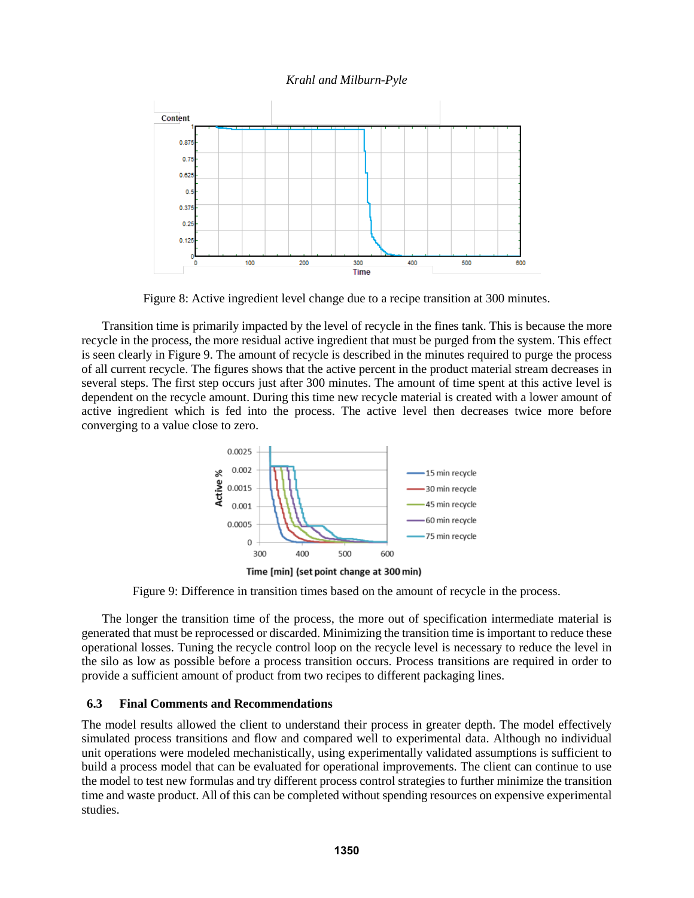Content

1

0.875

0.75

0.625

0.5

0.375

0.25

0.125

0

0 100 200 300 400 500 600

Time

Figure 8: Active ingredient level change due to a recipe transition at 300 minutes.

Transition time is primarily impacted by the level of recycle in the fines tank. This is because the more recycle in the process, the more residual active ingredient that must be purged from the system. This effect is seen clearly in Figure 9. The amount of recycle is described in the minutes required to purge the process of all current recycle. The figures shows that the active percent in the product material stream decreases in several steps. The first step occurs just after 300 minutes. The amount of time spent at this active level is dependent on the recycle amount. During this time new recycle material is created with a lower amount of active ingredient which is fed into the process. The active level then decreases twice more before converging to a value close to zero.

Active %

0.0025

0.002

0.0015

0.001

0.0005

0

300 400 500 600

Time [min] (set point change at 300 min)

15 min recycle

30 min recycle

45 min recycle

60 min recycle

75 min recycle

Figure 9: Difference in transition times based on the amount of recycle in the process.

The longer the transition time of the process, the more out of specification intermediate material is generated that must be reprocessed or discarded. Minimizing the transition time is important to reduce these operational losses. Tuning the recycle control loop on the recycle level is necessary to reduce the level in the silo as low as possible before a process transition occurs. Process transitions are required in order to provide a sufficient amount of product from two recipes to different packaging lines.

### 6.3 Final Comments and Recommendations

The model results allowed the client to understand their process in greater depth. The model effectively simulated process transitions and flow and compared well to experimental data. Although no individual unit operations were modeled mechanistically, using experimentally validated assumptions is sufficient to build a process model that can be evaluated for operational improvements. The client can continue to use the model to test new formulas and try different process control strategies to further minimize the transition time and waste product. All of this can be completed without spending resources on expensive experimental studies.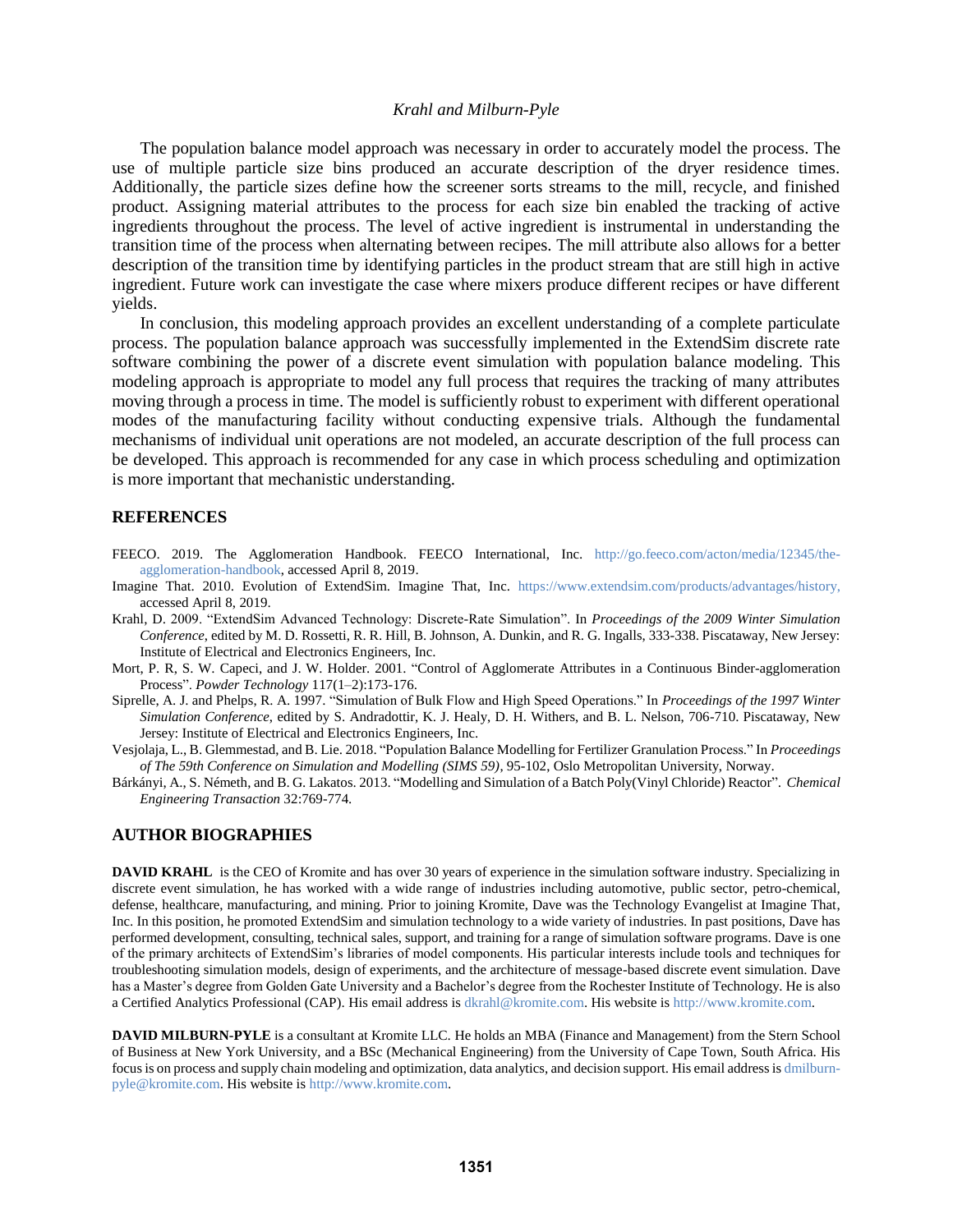The population balance model approach was necessary in order to accurately model the process. The use of multiple particle size bins produced an accurate description of the dryer residence times. Additionally, the particle sizes define how the screener sorts streams to the mill, recycle, and finished product. Assigning material attributes to the process for each size bin enabled the tracking of active ingredients throughout the process. The level of active ingredient is instrumental in understanding the transition time of the process when alternating between recipes. The mill attribute also allows for a better description of the transition time by identifying particles in the product stream that are still high in active ingredient. Future work can investigate the case where mixers produce different recipes or have different yields.

In conclusion, this modeling approach provides an excellent understanding of a complete particulate process. The population balance approach was successfully implemented in the ExtendSim discrete rate software combining the power of a discrete event simulation with population balance modeling. This modeling approach is appropriate to model any full process that requires the tracking of many attributes moving through a process in time. The model is sufficiently robust to experiment with different operational modes of the manufacturing facility without conducting expensive trials. Although the fundamental mechanisms of individual unit operations are not modeled, an accurate description of the full process can be developed. This approach is recommended for any case in which process scheduling and optimization is more important that mechanistic understanding.

## REFERENCES

FEECO. 2019. The Agglomeration Handbook. FEECO International, Inc. http://go.feeco.com/acton/media/12345/the-agglomeration-handbook, accessed April 8, 2019.

Imagine That. 2010. Evolution of ExtendSim. Imagine That, Inc. https://www.extendsim.com/products/advantages/history, accessed April 8, 2019.

Krahl, D. 2009. "ExtendSim Advanced Technology: Discrete-Rate Simulation". In *Proceedings of the 2009 Winter Simulation Conference*, edited by M. D. Rossetti, R. R. Hill, B. Johnson, A. Dunkin, and R. G. Ingalls, 333-338. Piscataway, New Jersey: Institute of Electrical and Electronics Engineers, Inc.

Mort, P. R, S. W. Capeci, and J. W. Holder. 2001. "Control of Agglomerate Attributes in a Continuous Binder-agglomeration Process". *Powder Technology* 117(1–2):173-176.

Siprelle, A. J. and Phelps, R. A. 1997. "Simulation of Bulk Flow and High Speed Operations." In *Proceedings of the 1997 Winter Simulation Conference*, edited by S. Andradottir, K. J. Healy, D. H. Withers, and B. L. Nelson, 706-710. Piscataway, New Jersey: Institute of Electrical and Electronics Engineers, Inc.

Vesjolaja, L., B. Glemmestad, and B. Lie. 2018. "Population Balance Modelling for Fertilizer Granulation Process." In *Proceedings of The 59th Conference on Simulation and Modelling (SIMS 59)*, 95-102, Oslo Metropolitan University, Norway.

Bárkányi, A., S. Németh, and B. G. Lakatos. 2013. "Modelling and Simulation of a Batch Poly(Vinyl Chloride) Reactor". *Chemical Engineering Transaction* 32:769-774.

## AUTHOR BIOGRAPHIES

**DAVID KRAHL** is the CEO of Kromite and has over 30 years of experience in the simulation software industry. Specializing in discrete event simulation, he has worked with a wide range of industries including automotive, public sector, petro-chemical, defense, healthcare, manufacturing, and mining. Prior to joining Kromite, Dave was the Technology Evangelist at Imagine That, Inc. In this position, he promoted ExtendSim and simulation technology to a wide variety of industries. In past positions, Dave has performed development, consulting, technical sales, support, and training for a range of simulation software programs. Dave is one of the primary architects of ExtendSim's libraries of model components. His particular interests include tools and techniques for troubleshooting simulation models, design of experiments, and the architecture of message-based discrete event simulation. Dave has a Master's degree from Golden Gate University and a Bachelor's degree from the Rochester Institute of Technology. He is also a Certified Analytics Professional (CAP). His email address is dkrahl@kromite.com. His website is http://www.kromite.com.

**DAVID MILBURN-PYLE** is a consultant at Kromite LLC. He holds an MBA (Finance and Management) from the Stern School of Business at New York University, and a BSc (Mechanical Engineering) from the University of Cape Town, South Africa. His focus is on process and supply chain modeling and optimization, data analytics, and decision support. His email address is dmilburn-pyle@kromite.com. His website is http://www.kromite.com.